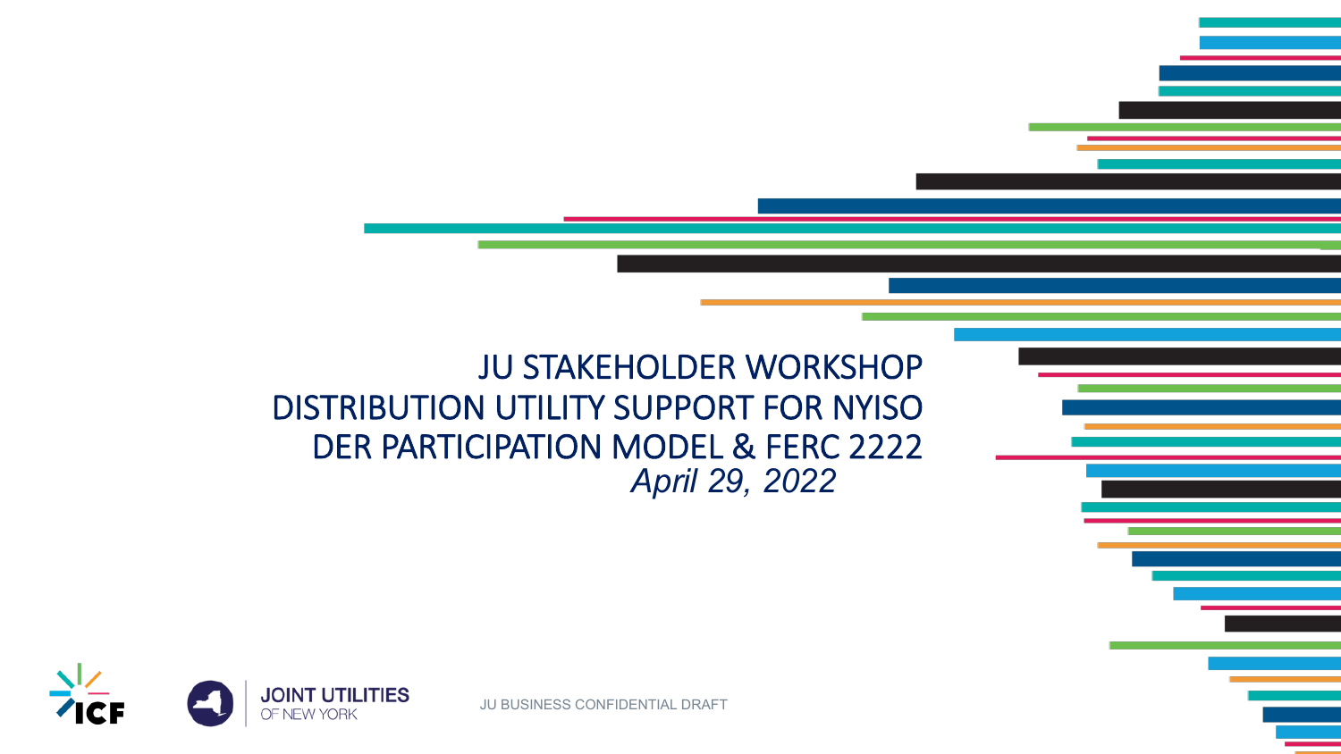# JU STAKEHOLDER WORKSHOP
# DISTRIBUTION UTILITY SUPPORT FOR NYISO DER PARTICIPATION MODEL & FERC 2222

*April 29, 2022*

ICF

JOINT UTILITIES OF NEW YORK

JU BUSINESS CONFIDENTIAL DRAFT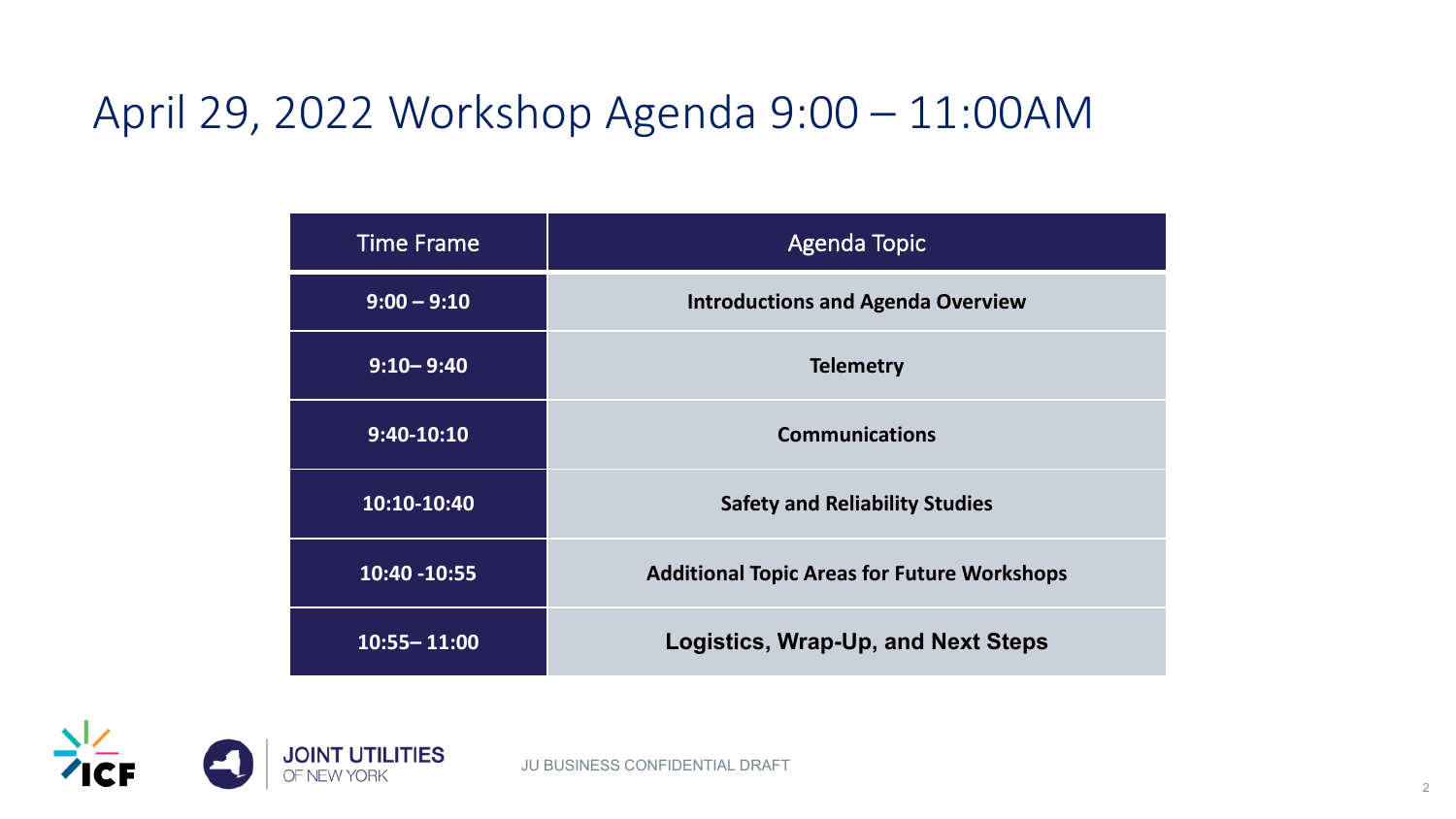# April 29, 2022 Workshop Agenda 9:00 – 11:00AM

| Time Frame | Agenda Topic |
|---|---|
| **9:00 – 9:10** | **Introductions and Agenda Overview** |
| **9:10– 9:40** | **Telemetry** |
| **9:40-10:10** | **Communications** |
| **10:10-10:40** | **Safety and Reliability Studies** |
| **10:40 -10:55** | **Additional Topic Areas for Future Workshops** |
| **10:55– 11:00** | **Logistics, Wrap-Up, and Next Steps** |

JU BUSINESS CONFIDENTIAL DRAFT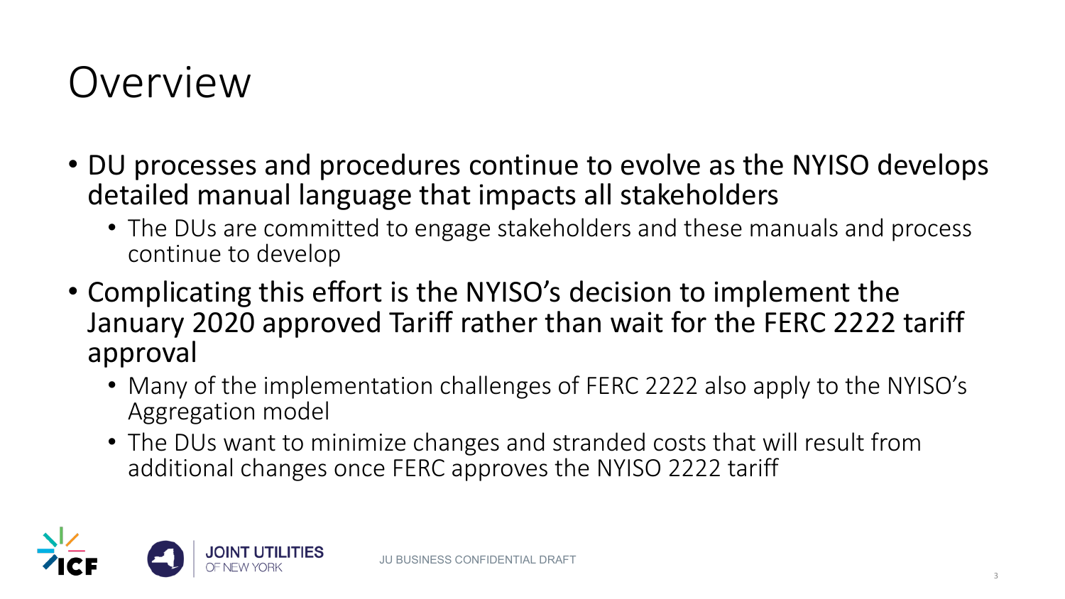# Overview

- DU processes and procedures continue to evolve as the NYISO develops detailed manual language that impacts all stakeholders
  - The DUs are committed to engage stakeholders and these manuals and process continue to develop
- Complicating this effort is the NYISO's decision to implement the January 2020 approved Tariff rather than wait for the FERC 2222 tariff approval
  - Many of the implementation challenges of FERC 2222 also apply to the NYISO's Aggregation model
  - The DUs want to minimize changes and stranded costs that will result from additional changes once FERC approves the NYISO 2222 tariff

JU BUSINESS CONFIDENTIAL DRAFT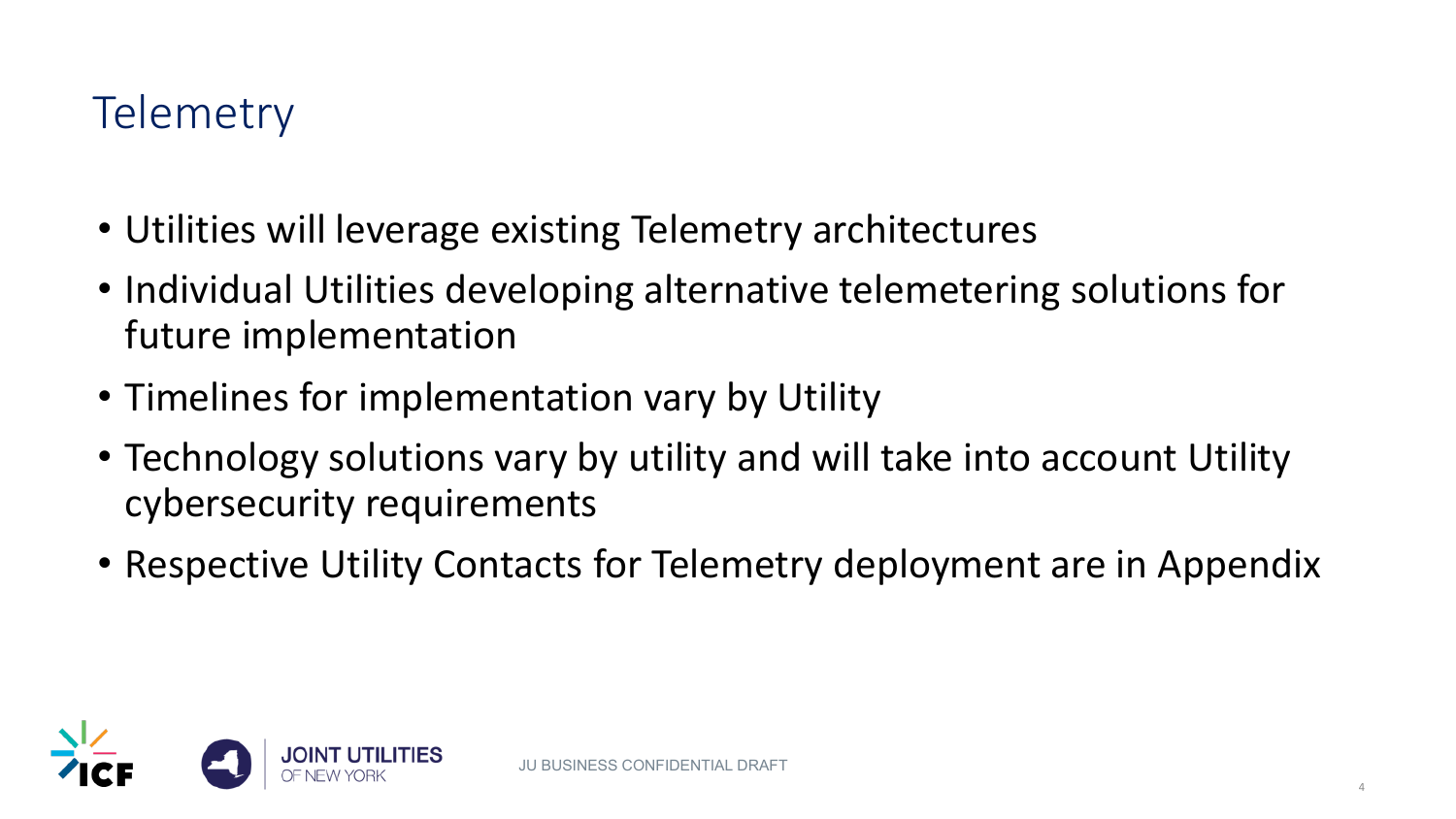# Telemetry

- Utilities will leverage existing Telemetry architectures
- Individual Utilities developing alternative telemetering solutions for future implementation
- Timelines for implementation vary by Utility
- Technology solutions vary by utility and will take into account Utility cybersecurity requirements
- Respective Utility Contacts for Telemetry deployment are in Appendix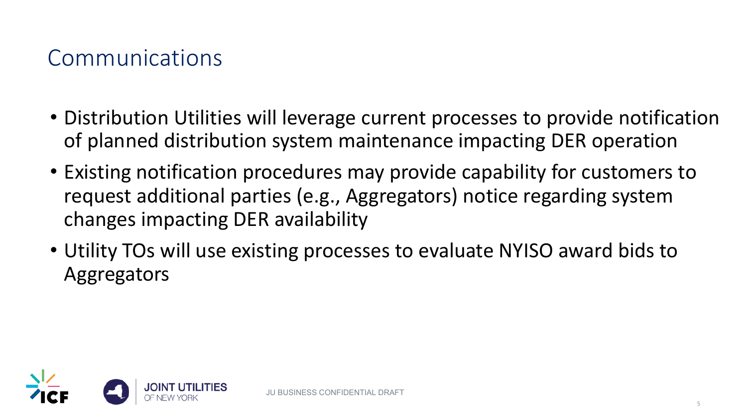# Communications

- Distribution Utilities will leverage current processes to provide notification of planned distribution system maintenance impacting DER operation
- Existing notification procedures may provide capability for customers to request additional parties (e.g., Aggregators) notice regarding system changes impacting DER availability
- Utility TOs will use existing processes to evaluate NYISO award bids to Aggregators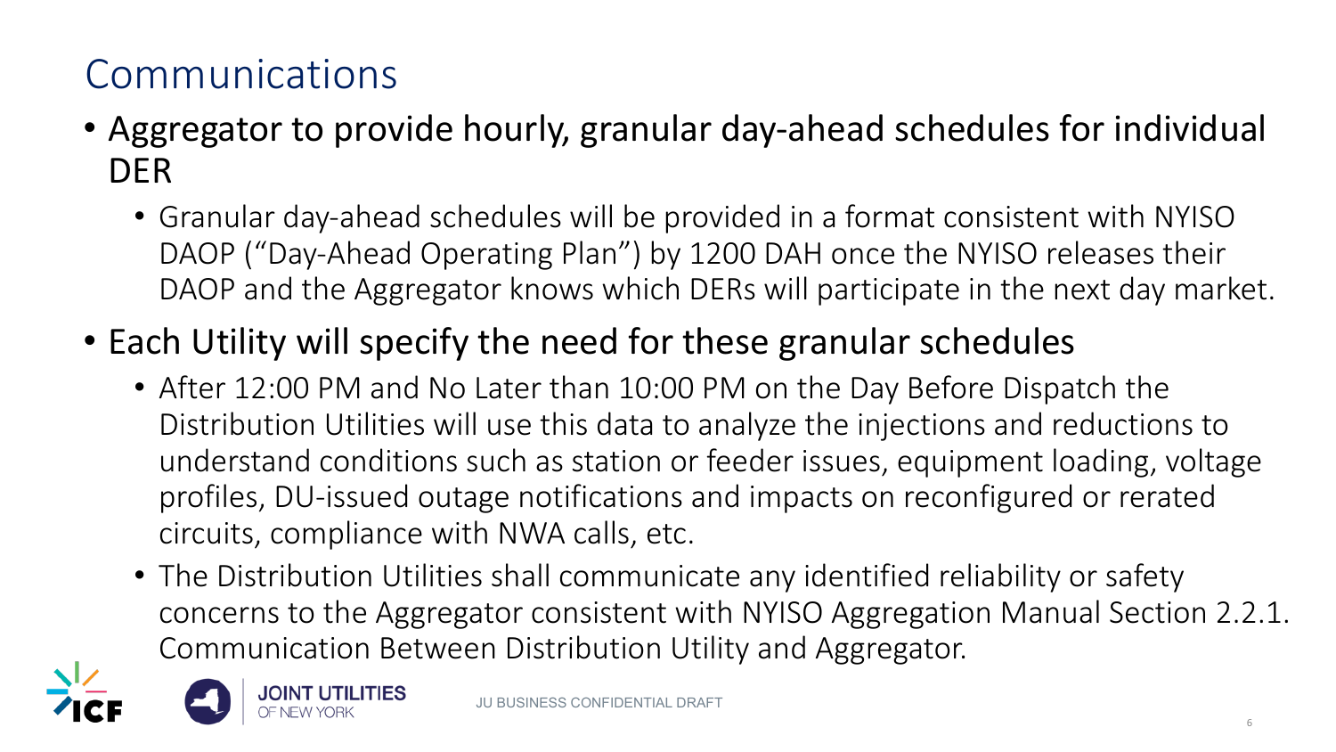# Communications

- Aggregator to provide hourly, granular day-ahead schedules for individual DER
  - Granular day-ahead schedules will be provided in a format consistent with NYISO DAOP ("Day-Ahead Operating Plan") by 1200 DAH once the NYISO releases their DAOP and the Aggregator knows which DERs will participate in the next day market.
- Each Utility will specify the need for these granular schedules
  - After 12:00 PM and No Later than 10:00 PM on the Day Before Dispatch the Distribution Utilities will use this data to analyze the injections and reductions to understand conditions such as station or feeder issues, equipment loading, voltage profiles, DU-issued outage notifications and impacts on reconfigured or rerated circuits, compliance with NWA calls, etc.
  - The Distribution Utilities shall communicate any identified reliability or safety concerns to the Aggregator consistent with NYISO Aggregation Manual Section 2.2.1. Communication Between Distribution Utility and Aggregator.

JU BUSINESS CONFIDENTIAL DRAFT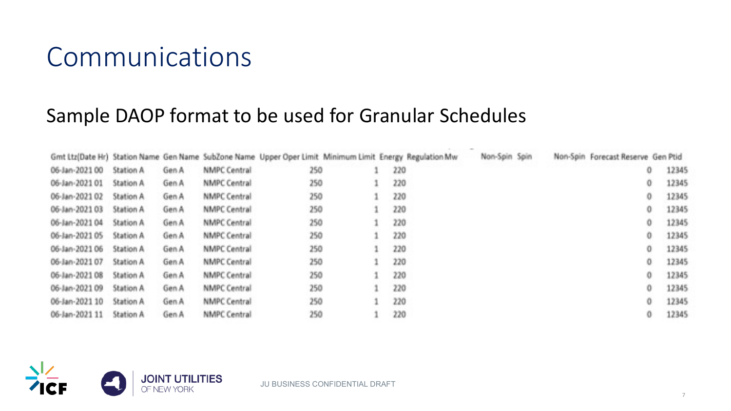# Communications

## Sample DAOP format to be used for Granular Schedules

| Gmt Ltz(Date Hr) | Station Name | Gen Name | SubZone Name | Upper Oper Limit | Minimum Limit | Energy | Regulation Mw | Non-Spin | Spin | Non-Spin | Forecast Reserve | Gen Ptid |
|---|---|---|---|---|---|---|---|---|---|---|---|---|
| 06-Jan-2021 00 | Station A | Gen A | NMPC Central | 250 | 1 | 220 | | | | | 0 | 12345 |
| 06-Jan-2021 01 | Station A | Gen A | NMPC Central | 250 | 1 | 220 | | | | | 0 | 12345 |
| 06-Jan-2021 02 | Station A | Gen A | NMPC Central | 250 | 1 | 220 | | | | | 0 | 12345 |
| 06-Jan-2021 03 | Station A | Gen A | NMPC Central | 250 | 1 | 220 | | | | | 0 | 12345 |
| 06-Jan-2021 04 | Station A | Gen A | NMPC Central | 250 | 1 | 220 | | | | | 0 | 12345 |
| 06-Jan-2021 05 | Station A | Gen A | NMPC Central | 250 | 1 | 220 | | | | | 0 | 12345 |
| 06-Jan-2021 06 | Station A | Gen A | NMPC Central | 250 | 1 | 220 | | | | | 0 | 12345 |
| 06-Jan-2021 07 | Station A | Gen A | NMPC Central | 250 | 1 | 220 | | | | | 0 | 12345 |
| 06-Jan-2021 08 | Station A | Gen A | NMPC Central | 250 | 1 | 220 | | | | | 0 | 12345 |
| 06-Jan-2021 09 | Station A | Gen A | NMPC Central | 250 | 1 | 220 | | | | | 0 | 12345 |
| 06-Jan-2021 10 | Station A | Gen A | NMPC Central | 250 | 1 | 220 | | | | | 0 | 12345 |
| 06-Jan-2021 11 | Station A | Gen A | NMPC Central | 250 | 1 | 220 | | | | | 0 | 12345 |

JU BUSINESS CONFIDENTIAL DRAFT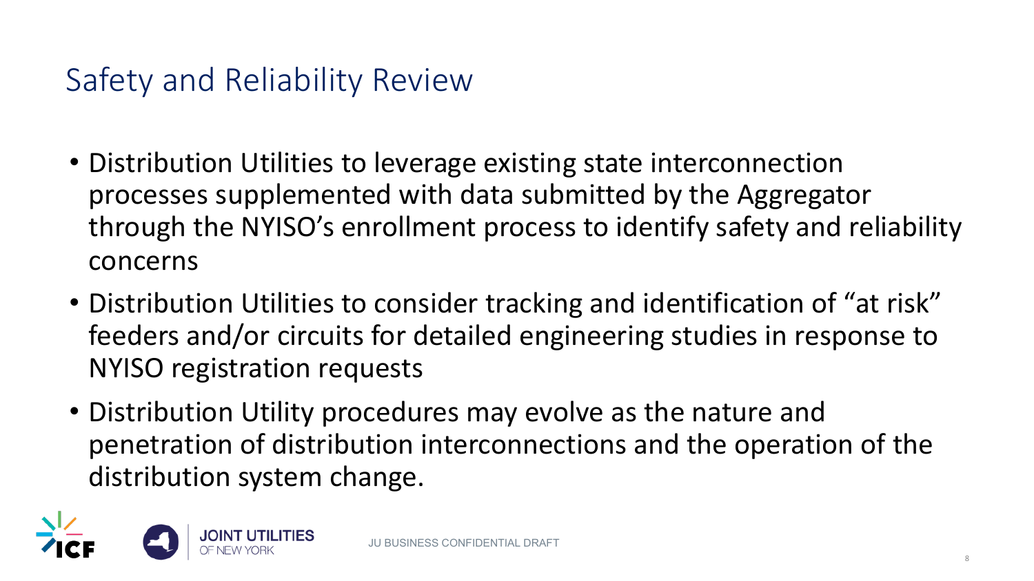# Safety and Reliability Review

- Distribution Utilities to leverage existing state interconnection processes supplemented with data submitted by the Aggregator through the NYISO's enrollment process to identify safety and reliability concerns
- Distribution Utilities to consider tracking and identification of "at risk" feeders and/or circuits for detailed engineering studies in response to NYISO registration requests
- Distribution Utility procedures may evolve as the nature and penetration of distribution interconnections and the operation of the distribution system change.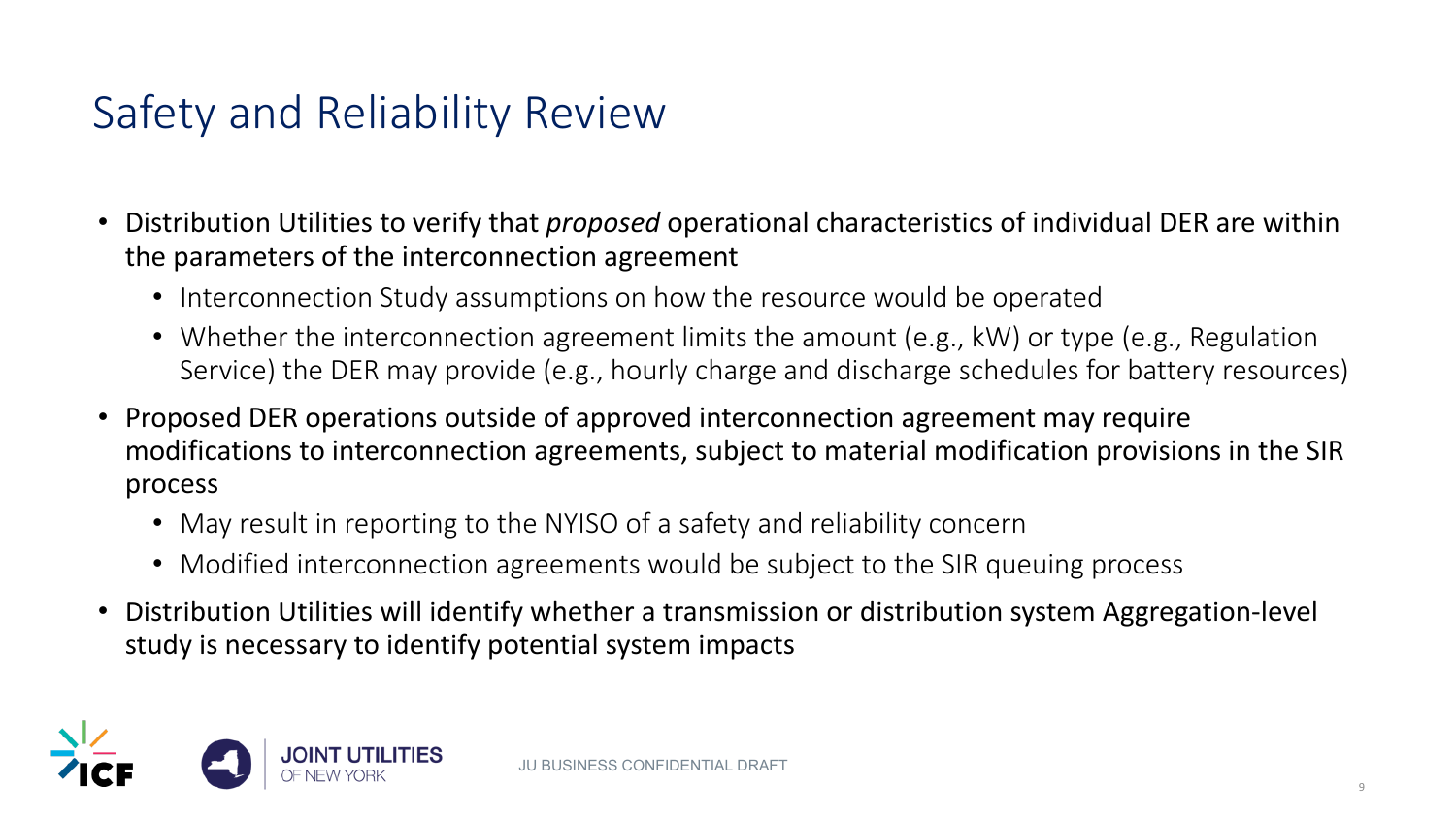# Safety and Reliability Review

- Distribution Utilities to verify that *proposed* operational characteristics of individual DER are within the parameters of the interconnection agreement
  - Interconnection Study assumptions on how the resource would be operated
  - Whether the interconnection agreement limits the amount (e.g., kW) or type (e.g., Regulation Service) the DER may provide (e.g., hourly charge and discharge schedules for battery resources)
- Proposed DER operations outside of approved interconnection agreement may require modifications to interconnection agreements, subject to material modification provisions in the SIR process
  - May result in reporting to the NYISO of a safety and reliability concern
  - Modified interconnection agreements would be subject to the SIR queuing process
- Distribution Utilities will identify whether a transmission or distribution system Aggregation-level study is necessary to identify potential system impacts

JU BUSINESS CONFIDENTIAL DRAFT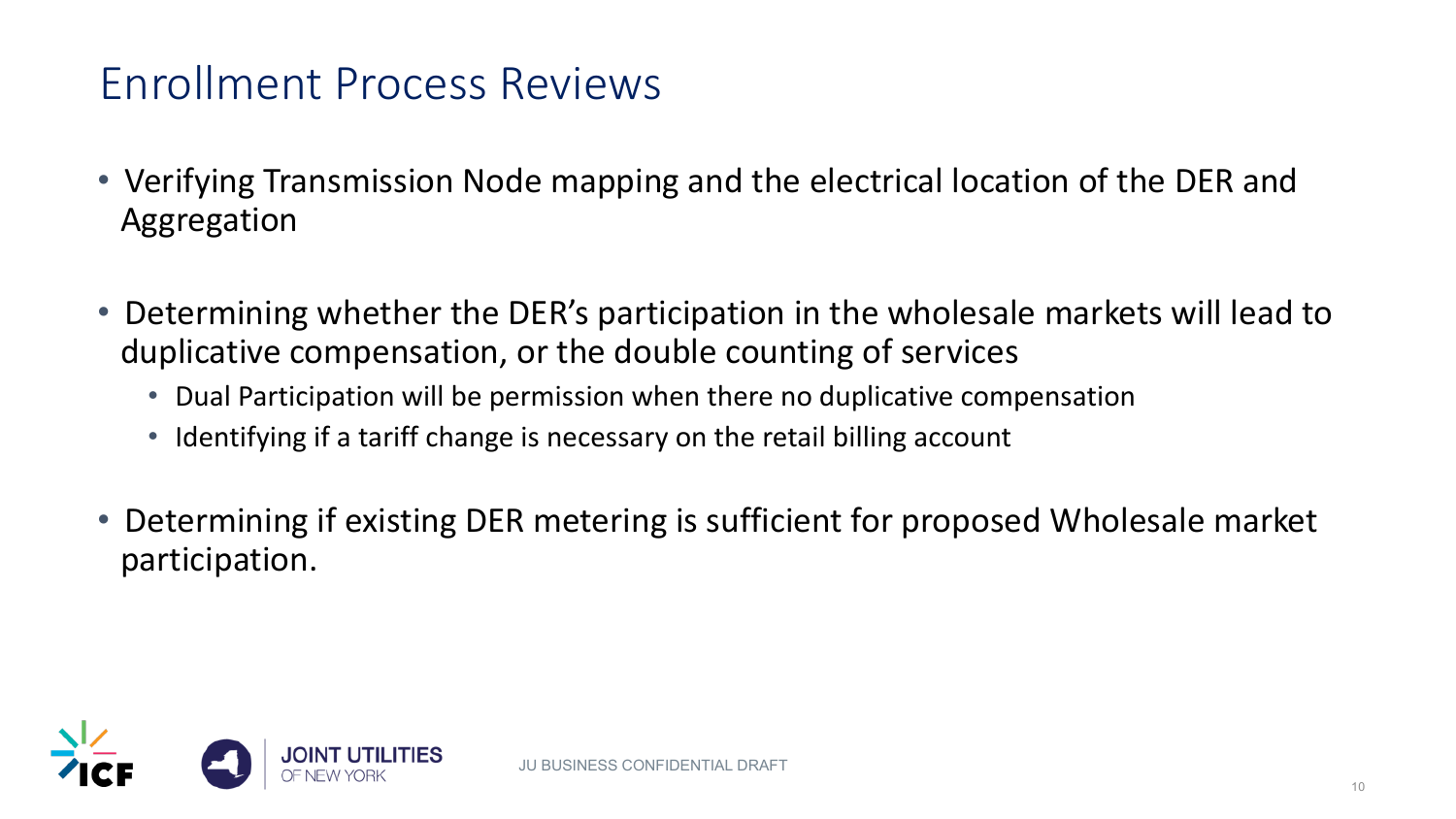# Enrollment Process Reviews

- Verifying Transmission Node mapping and the electrical location of the DER and Aggregation
- Determining whether the DER's participation in the wholesale markets will lead to duplicative compensation, or the double counting of services
  - Dual Participation will be permission when there no duplicative compensation
  - Identifying if a tariff change is necessary on the retail billing account
- Determining if existing DER metering is sufficient for proposed Wholesale market participation.

JU BUSINESS CONFIDENTIAL DRAFT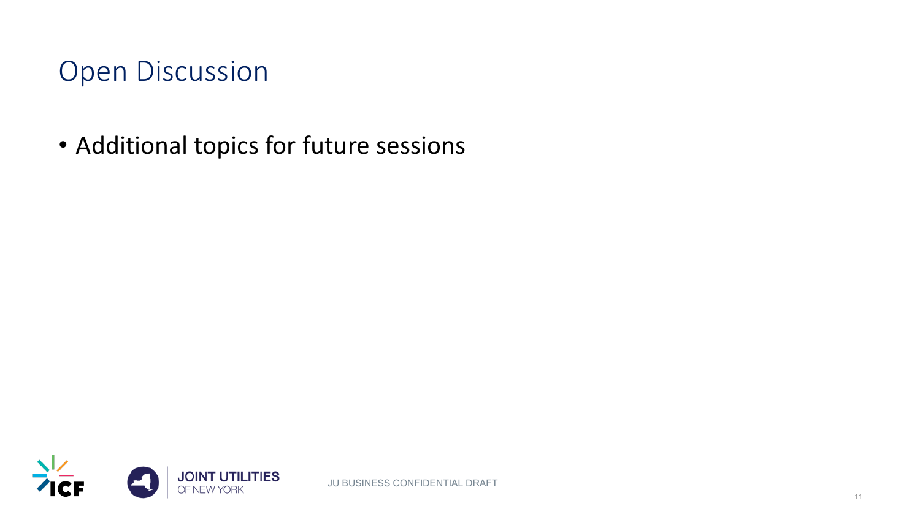# Open Discussion

- Additional topics for future sessions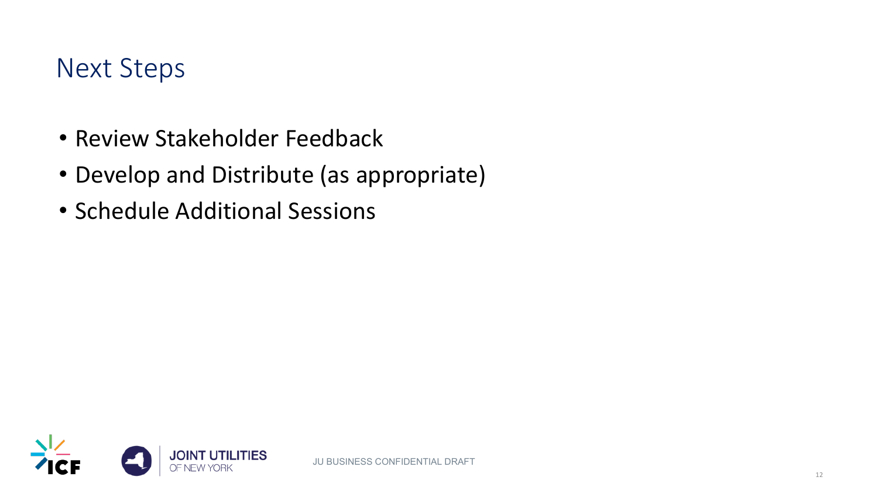# Next Steps

- Review Stakeholder Feedback
- Develop and Distribute (as appropriate)
- Schedule Additional Sessions

JU BUSINESS CONFIDENTIAL DRAFT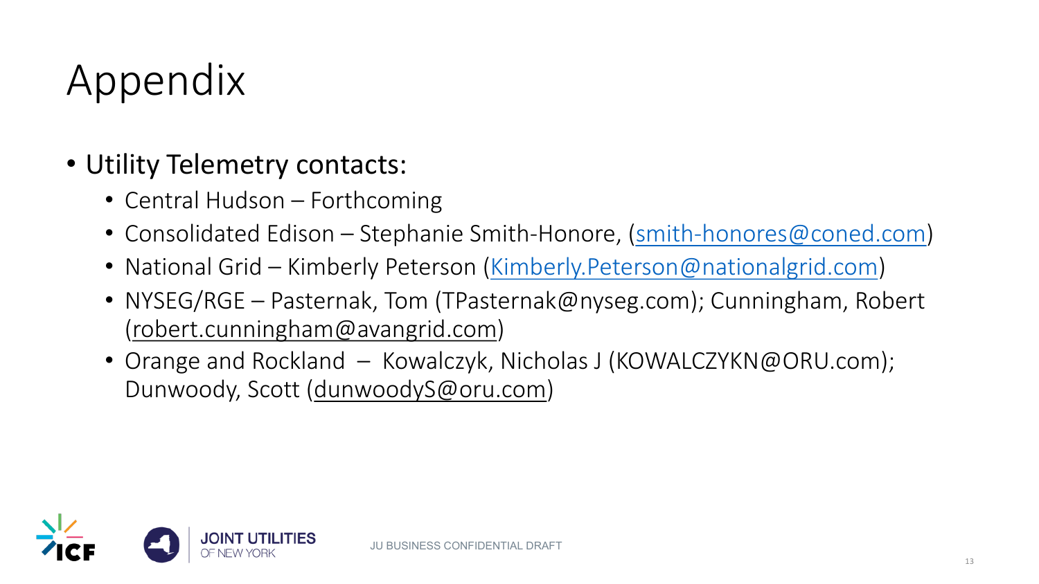# Appendix

- Utility Telemetry contacts:
  - Central Hudson – Forthcoming
  - Consolidated Edison – Stephanie Smith-Honore, (smith-honores@coned.com)
  - National Grid – Kimberly Peterson (Kimberly.Peterson@nationalgrid.com)
  - NYSEG/RGE – Pasternak, Tom (TPasternak@nyseg.com); Cunningham, Robert (robert.cunningham@avangrid.com)
  - Orange and Rockland – Kowalczyk, Nicholas J (KOWALCZYKN@ORU.com); Dunwoody, Scott (dunwoodyS@oru.com)

JU BUSINESS CONFIDENTIAL DRAFT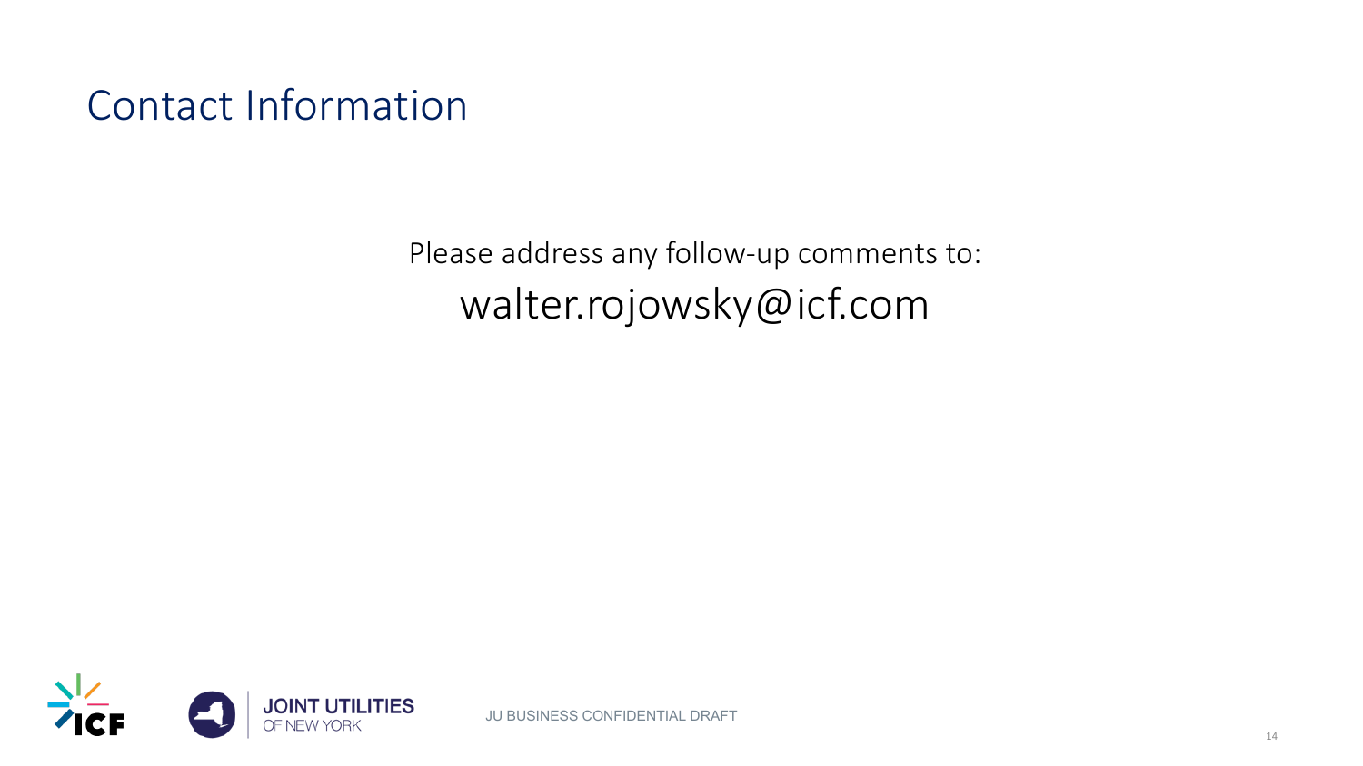# Contact Information

Please address any follow-up comments to:

walter.rojowsky@icf.com